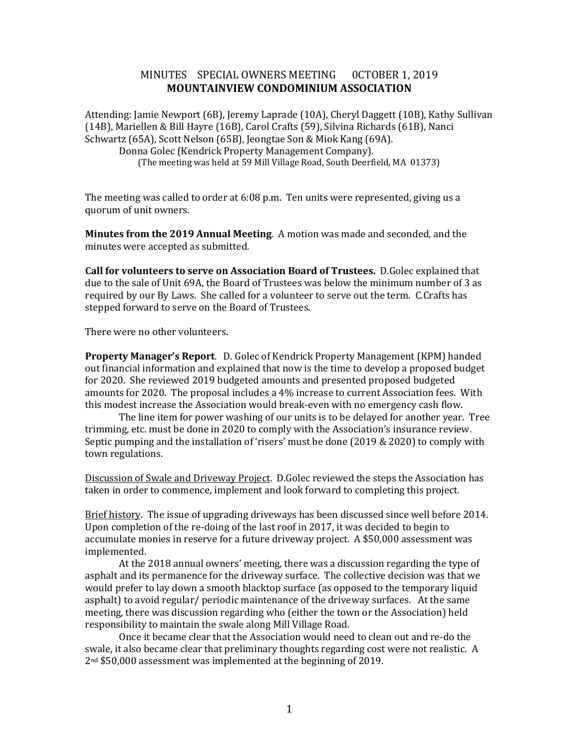MINUTES SPECIAL OWNERS MEETING 0CTOBER 1, 2019

**MOUNTAINVIEW CONDOMINIUM ASSOCIATION**

Attending: Jamie Newport (6B), Jeremy Laprade (10A), Cheryl Daggett (10B), Kathy Sullivan (14B), Mariellen & Bill Hayre (16B), Carol Crafts (59), Silvina Richards (61B), Nanci Schwartz (65A), Scott Nelson (65B), Jeongtae Son & Miok Kang (69A).

Donna Golec (Kendrick Property Management Company).

(The meeting was held at 59 Mill Village Road, South Deerfield, MA 01373)

The meeting was called to order at 6:08 p.m. Ten units were represented, giving us a quorum of unit owners.

**Minutes from the 2019 Annual Meeting**. A motion was made and seconded, and the minutes were accepted as submitted.

**Call for volunteers to serve on Association Board of Trustees.** D.Golec explained that due to the sale of Unit 69A, the Board of Trustees was below the minimum number of 3 as required by our By Laws. She called for a volunteer to serve out the term. C.Crafts has stepped forward to serve on the Board of Trustees.

There were no other volunteers.

**Property Manager's Report**. D. Golec of Kendrick Property Management (KPM) handed out financial information and explained that now is the time to develop a proposed budget for 2020. She reviewed 2019 budgeted amounts and presented proposed budgeted amounts for 2020. The proposal includes a 4% increase to current Association fees. With this modest increase the Association would break-even with no emergency cash flow.

The line item for power washing of our units is to be delayed for another year. Tree trimming, etc. must be done in 2020 to comply with the Association's insurance review. Septic pumping and the installation of 'risers' must be done (2019 & 2020) to comply with town regulations.

<u>Discussion of Swale and Driveway Project</u>. D.Golec reviewed the steps the Association has taken in order to commence, implement and look forward to completing this project.

<u>Brief history</u>. The issue of upgrading driveways has been discussed since well before 2014. Upon completion of the re-doing of the last roof in 2017, it was decided to begin to accumulate monies in reserve for a future driveway project. A $50,000 assessment was implemented.

At the 2018 annual owners' meeting, there was a discussion regarding the type of asphalt and its permanence for the driveway surface. The collective decision was that we would prefer to lay down a smooth blacktop surface (as opposed to the temporary liquid asphalt) to avoid regular/ periodic maintenance of the driveway surfaces. At the same meeting, there was discussion regarding who (either the town or the Association) held responsibility to maintain the swale along Mill Village Road.

Once it became clear that the Association would need to clean out and re-do the swale, it also became clear that preliminary thoughts regarding cost were not realistic. A 2nd $50,000 assessment was implemented at the beginning of 2019.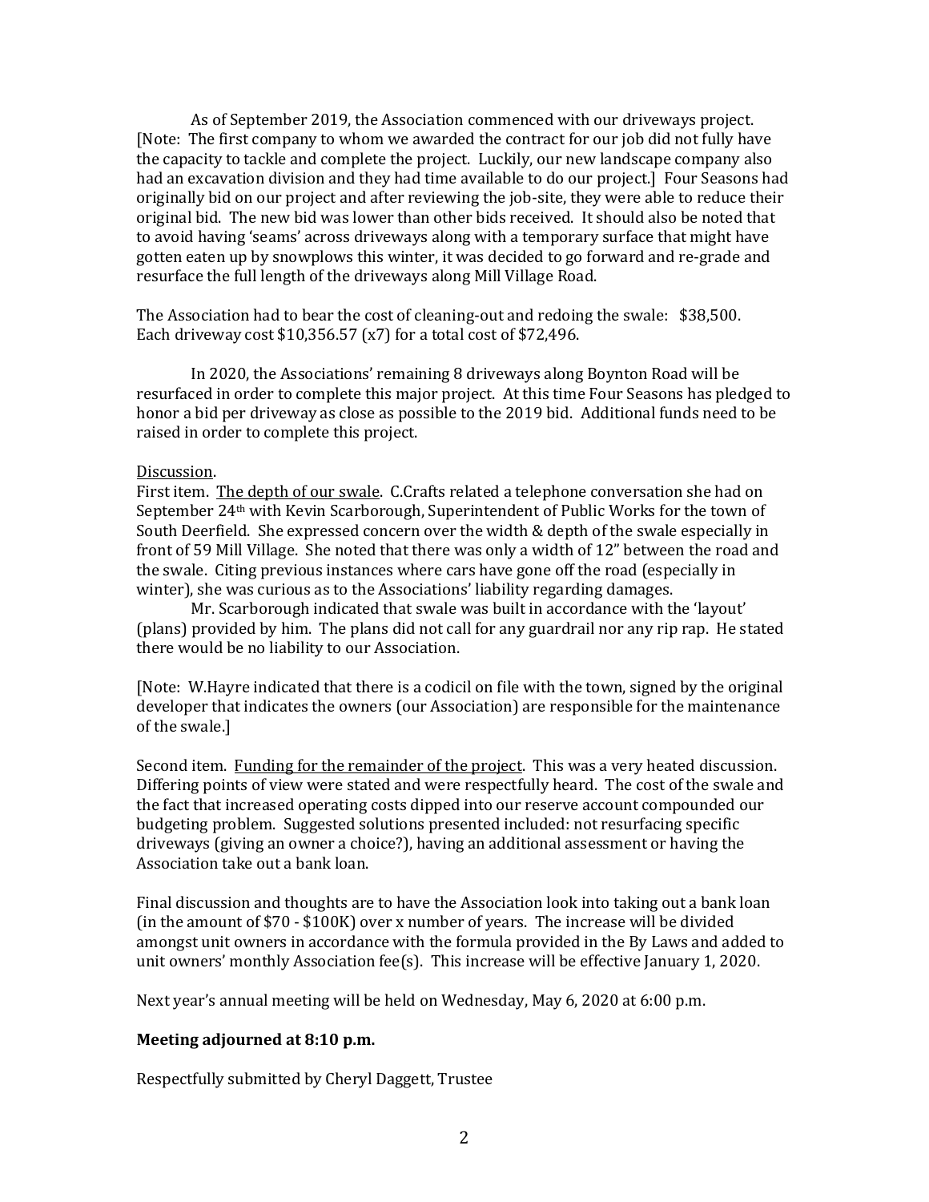As of September 2019, the Association commenced with our driveways project. [Note: The first company to whom we awarded the contract for our job did not fully have the capacity to tackle and complete the project. Luckily, our new landscape company also had an excavation division and they had time available to do our project.] Four Seasons had originally bid on our project and after reviewing the job-site, they were able to reduce their original bid. The new bid was lower than other bids received. It should also be noted that to avoid having 'seams' across driveways along with a temporary surface that might have gotten eaten up by snowplows this winter, it was decided to go forward and re-grade and resurface the full length of the driveways along Mill Village Road.

The Association had to bear the cost of cleaning-out and redoing the swale: $38,500.
Each driveway cost $10,356.57 (x7) for a total cost of $72,496.

In 2020, the Associations' remaining 8 driveways along Boynton Road will be resurfaced in order to complete this major project. At this time Four Seasons has pledged to honor a bid per driveway as close as possible to the 2019 bid. Additional funds need to be raised in order to complete this project.

<u>Discussion</u>.
First item. <u>The depth of our swale</u>. C.Crafts related a telephone conversation she had on September 24th with Kevin Scarborough, Superintendent of Public Works for the town of South Deerfield. She expressed concern over the width & depth of the swale especially in front of 59 Mill Village. She noted that there was only a width of 12" between the road and the swale. Citing previous instances where cars have gone off the road (especially in winter), she was curious as to the Associations' liability regarding damages.

Mr. Scarborough indicated that swale was built in accordance with the 'layout' (plans) provided by him. The plans did not call for any guardrail nor any rip rap. He stated there would be no liability to our Association.

[Note: W.Hayre indicated that there is a codicil on file with the town, signed by the original developer that indicates the owners (our Association) are responsible for the maintenance of the swale.]

Second item. <u>Funding for the remainder of the project</u>. This was a very heated discussion. Differing points of view were stated and were respectfully heard. The cost of the swale and the fact that increased operating costs dipped into our reserve account compounded our budgeting problem. Suggested solutions presented included: not resurfacing specific driveways (giving an owner a choice?), having an additional assessment or having the Association take out a bank loan.

Final discussion and thoughts are to have the Association look into taking out a bank loan (in the amount of $70 - $100K) over x number of years. The increase will be divided amongst unit owners in accordance with the formula provided in the By Laws and added to unit owners' monthly Association fee(s). This increase will be effective January 1, 2020.

Next year's annual meeting will be held on Wednesday, May 6, 2020 at 6:00 p.m.

**Meeting adjourned at 8:10 p.m.**

Respectfully submitted by Cheryl Daggett, Trustee